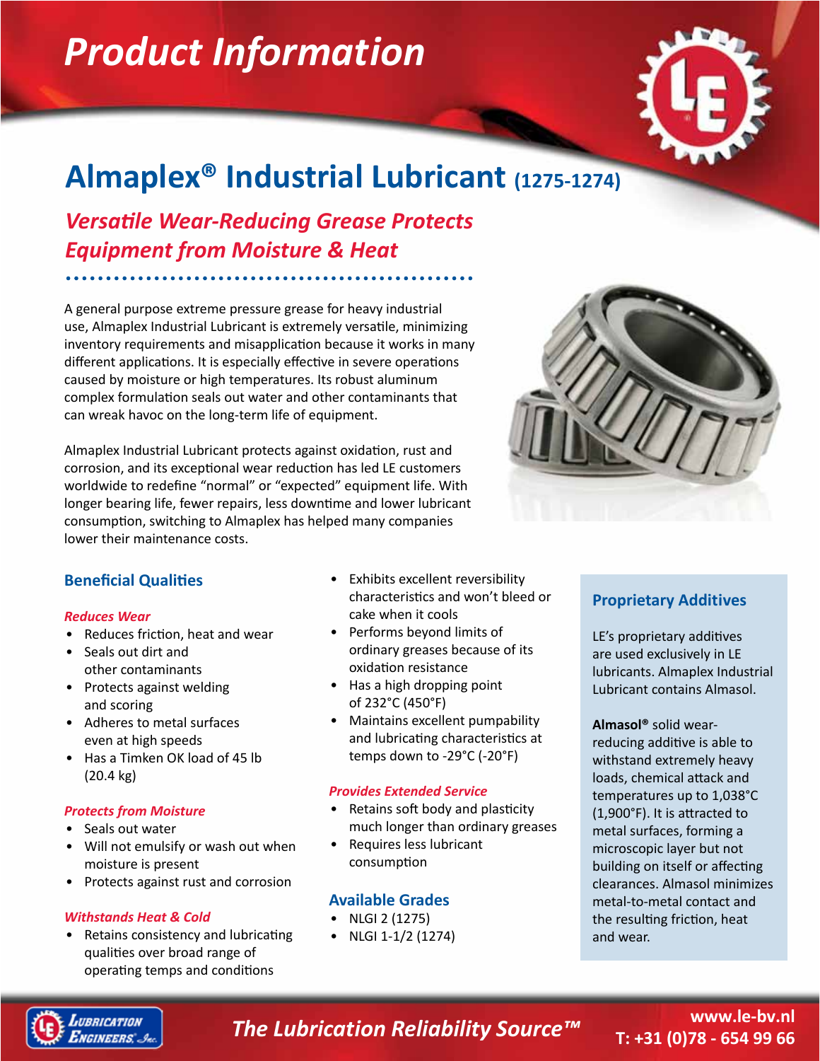# Product Information

## Almaplex® Industrial Lubricant (1275-1274)

### *Versatile Wear-Reducing Grease Protects Equipment from Moisture & Heat*

A general purpose extreme pressure grease for heavy industrial use, Almaplex Industrial Lubricant is extremely versatile, minimizing inventory requirements and misapplication because it works in many different applications. It is especially effective in severe operations caused by moisture or high temperatures. Its robust aluminum complex formulation seals out water and other contaminants that can wreak havoc on the long-term life of equipment.

Almaplex Industrial Lubricant protects against oxidation, rust and corrosion, and its exceptional wear reduction has led LE customers worldwide to redefine "normal" or "expected" equipment life. With longer bearing life, fewer repairs, less downtime and lower lubricant consumption, switching to Almaplex has helped many companies lower their maintenance costs.

### Beneficial Qualities

#### *Reduces Wear*

- Reduces friction, heat and wear
- Seals out dirt and other contaminants
- Protects against welding and scoring
- Adheres to metal surfaces even at high speeds
- Has a Timken OK load of 45 lb (20.4 kg)

#### *Protects from Moisture*

- Seals out water
- Will not emulsify or wash out when moisture is present
- Protects against rust and corrosion

#### *Withstands Heat & Cold*

- Retains consistency and lubricating qualities over broad range of operating temps and conditions
- Exhibits excellent reversibility characteristics and won't bleed or cake when it cools
- Performs beyond limits of ordinary greases because of its oxidation resistance
- Has a high dropping point of 232°C (450°F)
- Maintains excellent pumpability and lubricating characteristics at temps down to -29°C (-20°F)

#### *Provides Extended Service*

- Retains soft body and plasticity much longer than ordinary greases
- Requires less lubricant consumption

### Available Grades

- NLGI 2 (1275)
- NLGI 1-1/2 (1274)

### Proprietary Additives

LE's proprietary additives are used exclusively in LE lubricants. Almaplex Industrial Lubricant contains Almasol.

**Almasol®** solid wear-reducing additive is able to withstand extremely heavy loads, chemical attack and temperatures up to 1,038°C (1,900°F). It is attracted to metal surfaces, forming a microscopic layer but not building on itself or affecting clearances. Almasol minimizes metal-to-metal contact and the resulting friction, heat and wear.

*The Lubrication Reliability Source™*

www.le-bv.nl
T: +31 (0)78 - 654 99 66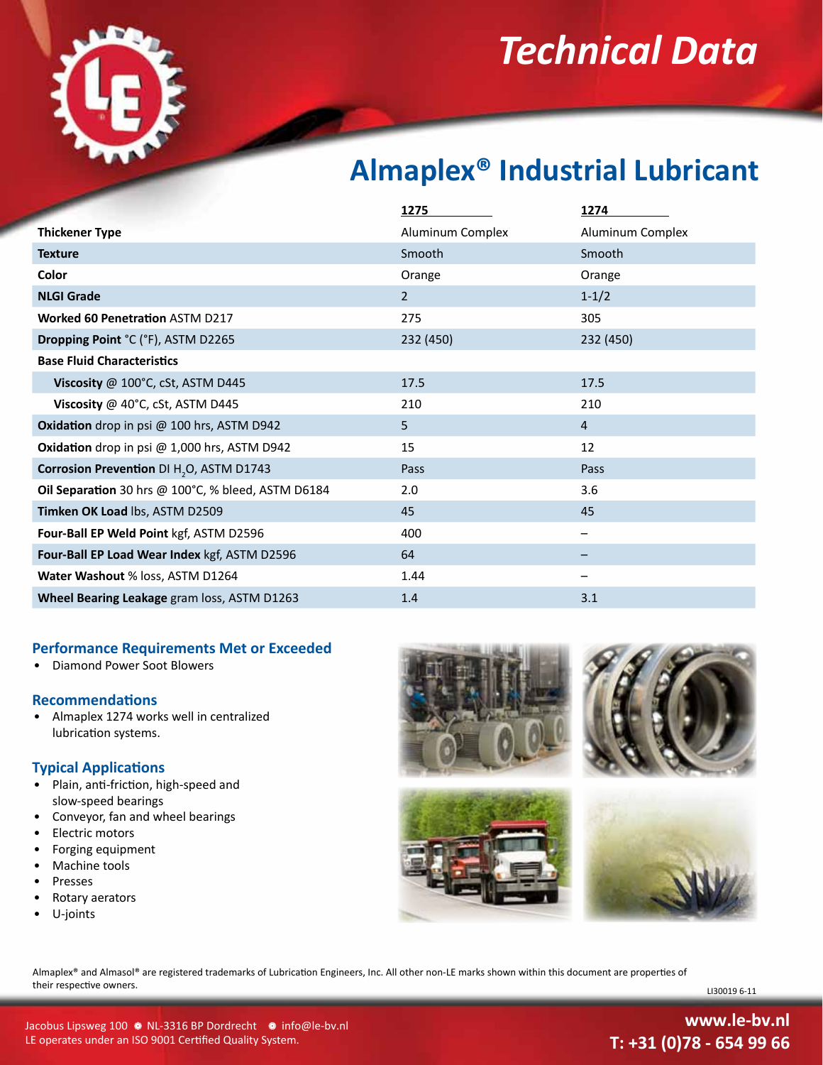# Technical Data

## Almaplex® Industrial Lubricant

| | 1275 | 1274 |
|---|---|---|
| **Thickener Type** | Aluminum Complex | Aluminum Complex |
| **Texture** | Smooth | Smooth |
| **Color** | Orange | Orange |
| **NLGI Grade** | 2 | 1-1/2 |
| **Worked 60 Penetration** ASTM D217 | 275 | 305 |
| **Dropping Point** °C (°F), ASTM D2265 | 232 (450) | 232 (450) |
| **Base Fluid Characteristics** | | |
| **Viscosity** @ 100°C, cSt, ASTM D445 | 17.5 | 17.5 |
| **Viscosity** @ 40°C, cSt, ASTM D445 | 210 | 210 |
| **Oxidation** drop in psi @ 100 hrs, ASTM D942 | 5 | 4 |
| **Oxidation** drop in psi @ 1,000 hrs, ASTM D942 | 15 | 12 |
| **Corrosion Prevention** DI $H_2O$, ASTM D1743 | Pass | Pass |
| **Oil Separation** 30 hrs @ 100°C, % bleed, ASTM D6184 | 2.0 | 3.6 |
| **Timken OK Load** lbs, ASTM D2509 | 45 | 45 |
| **Four-Ball EP Weld Point** kgf, ASTM D2596 | 400 | – |
| **Four-Ball EP Load Wear Index** kgf, ASTM D2596 | 64 | – |
| **Water Washout** % loss, ASTM D1264 | 1.44 | – |
| **Wheel Bearing Leakage** gram loss, ASTM D1263 | 1.4 | 3.1 |

### Performance Requirements Met or Exceeded

- Diamond Power Soot Blowers

### Recommendations

- Almaplex 1274 works well in centralized lubrication systems.

### Typical Applications

- Plain, anti-friction, high-speed and slow-speed bearings
- Conveyor, fan and wheel bearings
- Electric motors
- Forging equipment
- Machine tools
- Presses
- Rotary aerators
- U-joints

Almaplex® and Almasol® are registered trademarks of Lubrication Engineers, Inc. All other non-LE marks shown within this document are properties of their respective owners.

LI30019 6-11

Jacobus Lipsweg 100 • NL-3316 BP Dordrecht • info@le-bv.nl
LE operates under an ISO 9001 Certified Quality System.

**www.le-bv.nl**
**T: +31 (0)78 - 654 99 66**